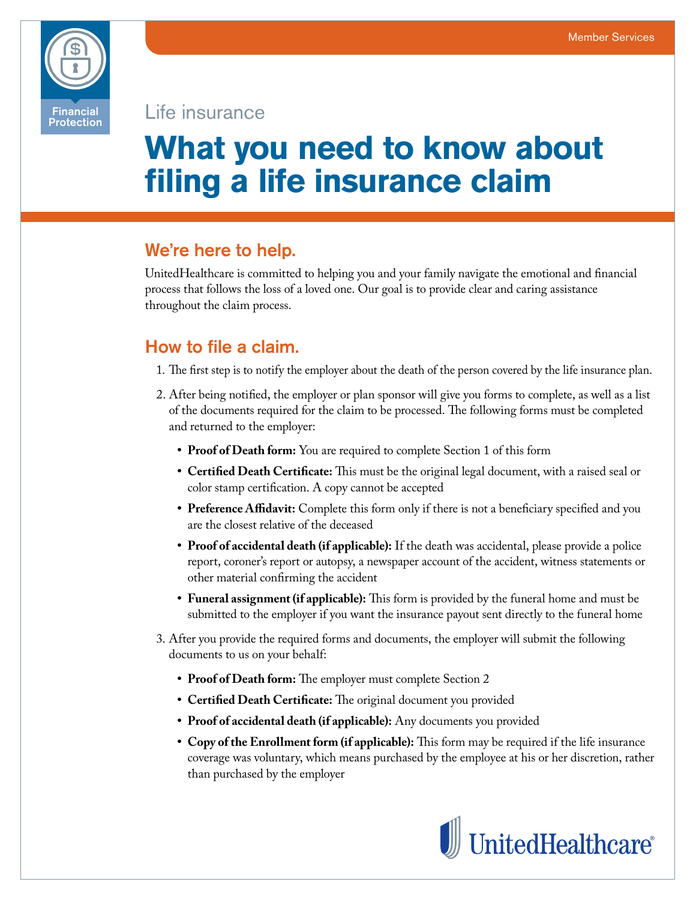Financial Protection

Member Services

Life insurance

# What you need to know about filing a life insurance claim

## We're here to help.

UnitedHealthcare is committed to helping you and your family navigate the emotional and financial process that follows the loss of a loved one. Our goal is to provide clear and caring assistance throughout the claim process.

## How to file a claim.

1. The first step is to notify the employer about the death of the person covered by the life insurance plan.
2. After being notified, the employer or plan sponsor will give you forms to complete, as well as a list of the documents required for the claim to be processed. The following forms must be completed and returned to the employer:
   - **Proof of Death form:** You are required to complete Section 1 of this form
   - **Certified Death Certificate:** This must be the original legal document, with a raised seal or color stamp certification. A copy cannot be accepted
   - **Preference Affidavit:** Complete this form only if there is not a beneficiary specified and you are the closest relative of the deceased
   - **Proof of accidental death (if applicable):** If the death was accidental, please provide a police report, coroner's report or autopsy, a newspaper account of the accident, witness statements or other material confirming the accident
   - **Funeral assignment (if applicable):** This form is provided by the funeral home and must be submitted to the employer if you want the insurance payout sent directly to the funeral home
3. After you provide the required forms and documents, the employer will submit the following documents to us on your behalf:
   - **Proof of Death form:** The employer must complete Section 2
   - **Certified Death Certificate:** The original document you provided
   - **Proof of accidental death (if applicable):** Any documents you provided
   - **Copy of the Enrollment form (if applicable):** This form may be required if the life insurance coverage was voluntary, which means purchased by the employee at his or her discretion, rather than purchased by the employer

UnitedHealthcare®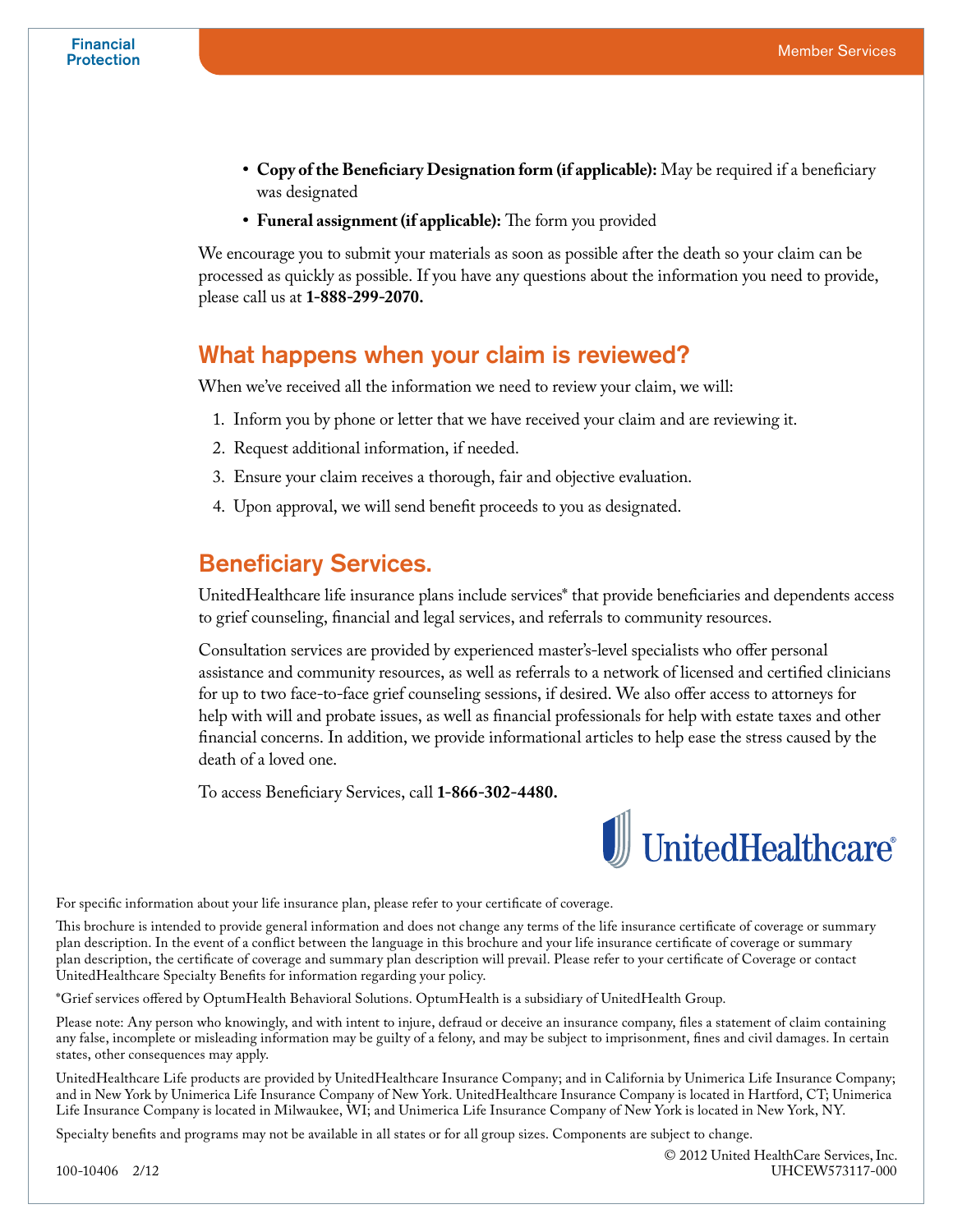- **Copy of the Beneficiary Designation form (if applicable):** May be required if a beneficiary was designated
- **Funeral assignment (if applicable):** The form you provided

We encourage you to submit your materials as soon as possible after the death so your claim can be processed as quickly as possible. If you have any questions about the information you need to provide, please call us at **1-888-299-2070.**

## What happens when your claim is reviewed?

When we've received all the information we need to review your claim, we will:

1. Inform you by phone or letter that we have received your claim and are reviewing it.
2. Request additional information, if needed.
3. Ensure your claim receives a thorough, fair and objective evaluation.
4. Upon approval, we will send benefit proceeds to you as designated.

## Beneficiary Services.

UnitedHealthcare life insurance plans include services* that provide beneficiaries and dependents access to grief counseling, financial and legal services, and referrals to community resources.

Consultation services are provided by experienced master's-level specialists who offer personal assistance and community resources, as well as referrals to a network of licensed and certified clinicians for up to two face-to-face grief counseling sessions, if desired. We also offer access to attorneys for help with will and probate issues, as well as financial professionals for help with estate taxes and other financial concerns. In addition, we provide informational articles to help ease the stress caused by the death of a loved one.

To access Beneficiary Services, call **1-866-302-4480.**

UnitedHealthcare®

For specific information about your life insurance plan, please refer to your certificate of coverage.

This brochure is intended to provide general information and does not change any terms of the life insurance certificate of coverage or summary plan description. In the event of a conflict between the language in this brochure and your life insurance certificate of coverage or summary plan description, the certificate of coverage and summary plan description will prevail. Please refer to your certificate of Coverage or contact UnitedHealthcare Specialty Benefits for information regarding your policy.

*Grief services offered by OptumHealth Behavioral Solutions. OptumHealth is a subsidiary of UnitedHealth Group.

Please note: Any person who knowingly, and with intent to injure, defraud or deceive an insurance company, files a statement of claim containing any false, incomplete or misleading information may be guilty of a felony, and may be subject to imprisonment, fines and civil damages. In certain states, other consequences may apply.

UnitedHealthcare Life products are provided by UnitedHealthcare Insurance Company; and in California by Unimerica Life Insurance Company; and in New York by Unimerica Life Insurance Company of New York. UnitedHealthcare Insurance Company is located in Hartford, CT; Unimerica Life Insurance Company is located in Milwaukee, WI; and Unimerica Life Insurance Company of New York is located in New York, NY.

Specialty benefits and programs may not be available in all states or for all group sizes. Components are subject to change.

© 2012 United HealthCare Services, Inc.

100-10406 2/12

UHCEW573117-000